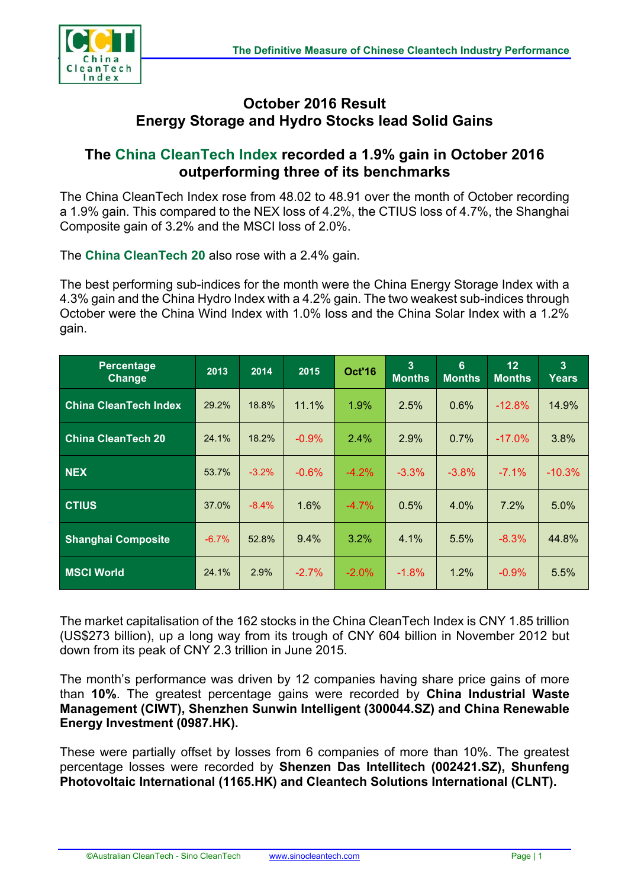# October 2016 Result
# Energy Storage and Hydro Stocks lead Solid Gains

## The China CleanTech Index recorded a 1.9% gain in October 2016 outperforming three of its benchmarks

The China CleanTech Index rose from 48.02 to 48.91 over the month of October recording a 1.9% gain. This compared to the NEX loss of 4.2%, the CTIUS loss of 4.7%, the Shanghai Composite gain of 3.2% and the MSCI loss of 2.0%.

The **China CleanTech 20** also rose with a 2.4% gain.

The best performing sub-indices for the month were the China Energy Storage Index with a 4.3% gain and the China Hydro Index with a 4.2% gain. The two weakest sub-indices through October were the China Wind Index with 1.0% loss and the China Solar Index with a 1.2% gain.

| Percentage Change | 2013 | 2014 | 2015 | Oct'16 | 3 Months | 6 Months | 12 Months | 3 Years |
|---|---|---|---|---|---|---|---|---|
| China CleanTech Index | 29.2% | 18.8% | 11.1% | 1.9% | 2.5% | 0.6% | -12.8% | 14.9% |
| China CleanTech 20 | 24.1% | 18.2% | -0.9% | 2.4% | 2.9% | 0.7% | -17.0% | 3.8% |
| NEX | 53.7% | -3.2% | -0.6% | -4.2% | -3.3% | -3.8% | -7.1% | -10.3% |
| CTIUS | 37.0% | -8.4% | 1.6% | -4.7% | 0.5% | 4.0% | 7.2% | 5.0% |
| Shanghai Composite | -6.7% | 52.8% | 9.4% | 3.2% | 4.1% | 5.5% | -8.3% | 44.8% |
| MSCI World | 24.1% | 2.9% | -2.7% | -2.0% | -1.8% | 1.2% | -0.9% | 5.5% |

The market capitalisation of the 162 stocks in the China CleanTech Index is CNY 1.85 trillion (US$273 billion), up a long way from its trough of CNY 604 billion in November 2012 but down from its peak of CNY 2.3 trillion in June 2015.

The month's performance was driven by 12 companies having share price gains of more than **10%**. The greatest percentage gains were recorded by **China Industrial Waste Management (CIWT), Shenzhen Sunwin Intelligent (300044.SZ) and China Renewable Energy Investment (0987.HK).**

These were partially offset by losses from 6 companies of more than 10%. The greatest percentage losses were recorded by **Shenzen Das Intellitech (002421.SZ), Shunfeng Photovoltaic International (1165.HK) and Cleantech Solutions International (CLNT).**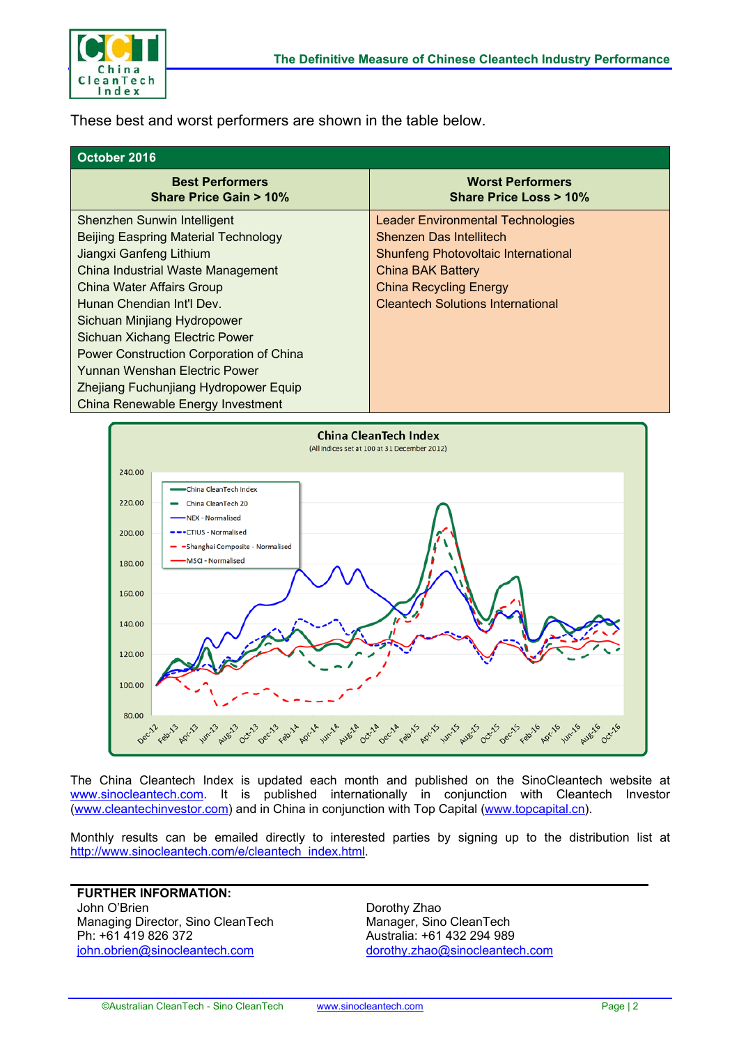These best and worst performers are shown in the table below.

| October 2016 | |
|---|---|
| **Best Performers Share Price Gain > 10%** | **Worst Performers Share Price Loss > 10%** |
| Shenzhen Sunwin Intelligent | Leader Environmental Technologies |
| Beijing Easpring Material Technology | Shenzen Das Intellitech |
| Jiangxi Ganfeng Lithium | Shunfeng Photovoltaic International |
| China Industrial Waste Management | China BAK Battery |
| China Water Affairs Group | China Recycling Energy |
| Hunan Chendian Int'l Dev. | Cleantech Solutions International |
| Sichuan Minjiang Hydropower | |
| Sichuan Xichang Electric Power | |
| Power Construction Corporation of China | |
| Yunnan Wenshan Electric Power | |
| Zhejiang Fuchunjiang Hydropower Equip | |
| China Renewable Energy Investment | |

China CleanTech Index
(All indices set at 100 at 31 December 2012)

China CleanTech Index
China CleanTech 20
NEX - Normalised
CTIUS - Normalised
Shanghai Composite - Normalised
MSCI - Normalised

240.00
220.00
200.00
180.00
160.00
140.00
120.00
100.00
80.00

Dec-12 Feb-13 Apr-13 Jun-13 Aug-13 Oct-13 Dec-13 Feb-14 Apr-14 Jun-14 Aug-14 Oct-14 Dec-14 Feb-15 Apr-15 Jun-15 Aug-15 Oct-15 Dec-15 Feb-16 Apr-16 Jun-16 Aug-16 Oct-16

The China Cleantech Index is updated each month and published on the SinoCleantech website at www.sinocleantech.com. It is published internationally in conjunction with Cleantech Investor (www.cleantechinvestor.com) and in China in conjunction with Top Capital (www.topcapital.cn).

Monthly results can be emailed directly to interested parties by signing up to the distribution list at http://www.sinocleantech.com/e/cleantech_index.html.

**FURTHER INFORMATION:**

John O'Brien
Managing Director, Sino CleanTech
Ph: +61 419 826 372
john.obrien@sinocleantech.com

Dorothy Zhao
Manager, Sino CleanTech
Australia: +61 432 294 989
dorothy.zhao@sinocleantech.com